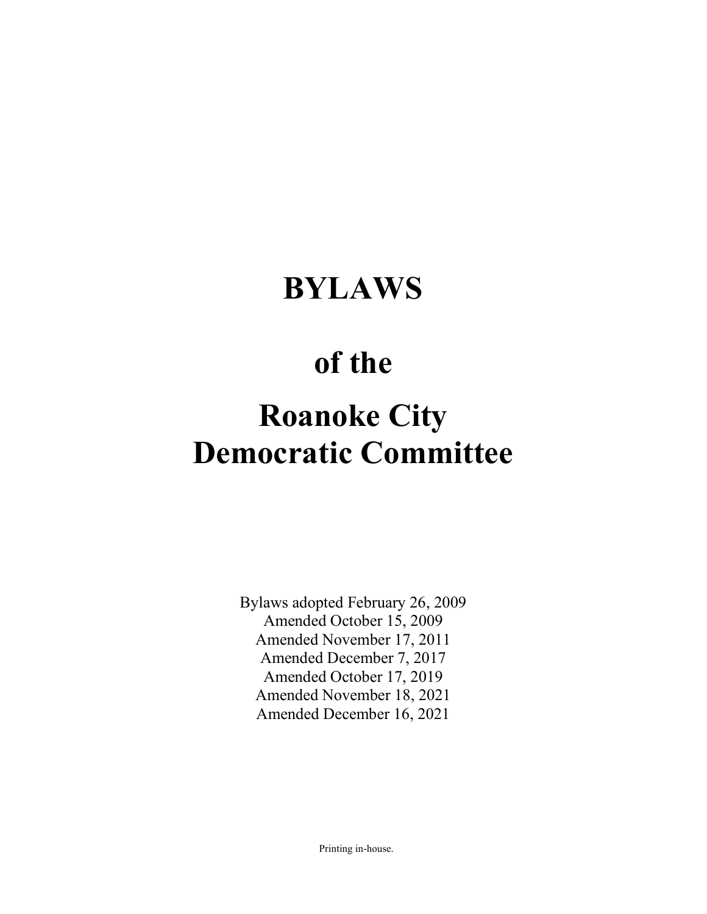# BYLAWS

# of the

# Roanoke City Democratic Committee

Bylaws adopted February 26, 2009
Amended October 15, 2009
Amended November 17, 2011
Amended December 7, 2017
Amended October 17, 2019
Amended November 18, 2021
Amended December 16, 2021

Printing in-house.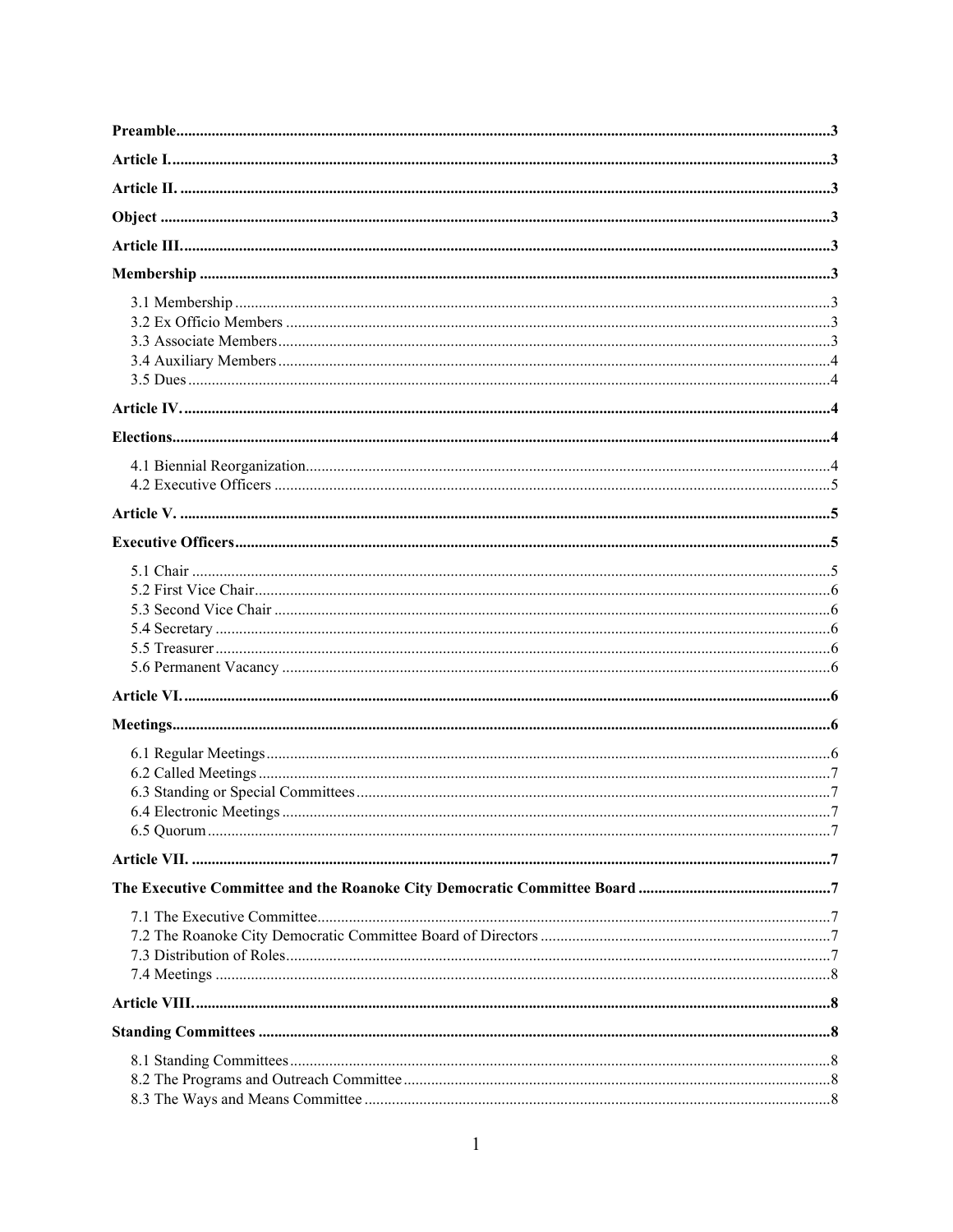**Preamble** 3

**Article I.** 3

**Article II.** 3

**Object** 3

**Article III.** 3

**Membership** 3

- 3.1 Membership 3
- 3.2 Ex Officio Members 3
- 3.3 Associate Members 3
- 3.4 Auxiliary Members 4
- 3.5 Dues 4

**Article IV.** 4

**Elections** 4

- 4.1 Biennial Reorganization 4
- 4.2 Executive Officers 5

**Article V.** 5

**Executive Officers** 5

- 5.1 Chair 5
- 5.2 First Vice Chair 6
- 5.3 Second Vice Chair 6
- 5.4 Secretary 6
- 5.5 Treasurer 6
- 5.6 Permanent Vacancy 6

**Article VI.** 6

**Meetings** 6

- 6.1 Regular Meetings 6
- 6.2 Called Meetings 7
- 6.3 Standing or Special Committees 7
- 6.4 Electronic Meetings 7
- 6.5 Quorum 7

**Article VII.** 7

**The Executive Committee and the Roanoke City Democratic Committee Board** 7

- 7.1 The Executive Committee 7
- 7.2 The Roanoke City Democratic Committee Board of Directors 7
- 7.3 Distribution of Roles 7
- 7.4 Meetings 8

**Article VIII.** 8

**Standing Committees** 8

- 8.1 Standing Committees 8
- 8.2 The Programs and Outreach Committee 8
- 8.3 The Ways and Means Committee 8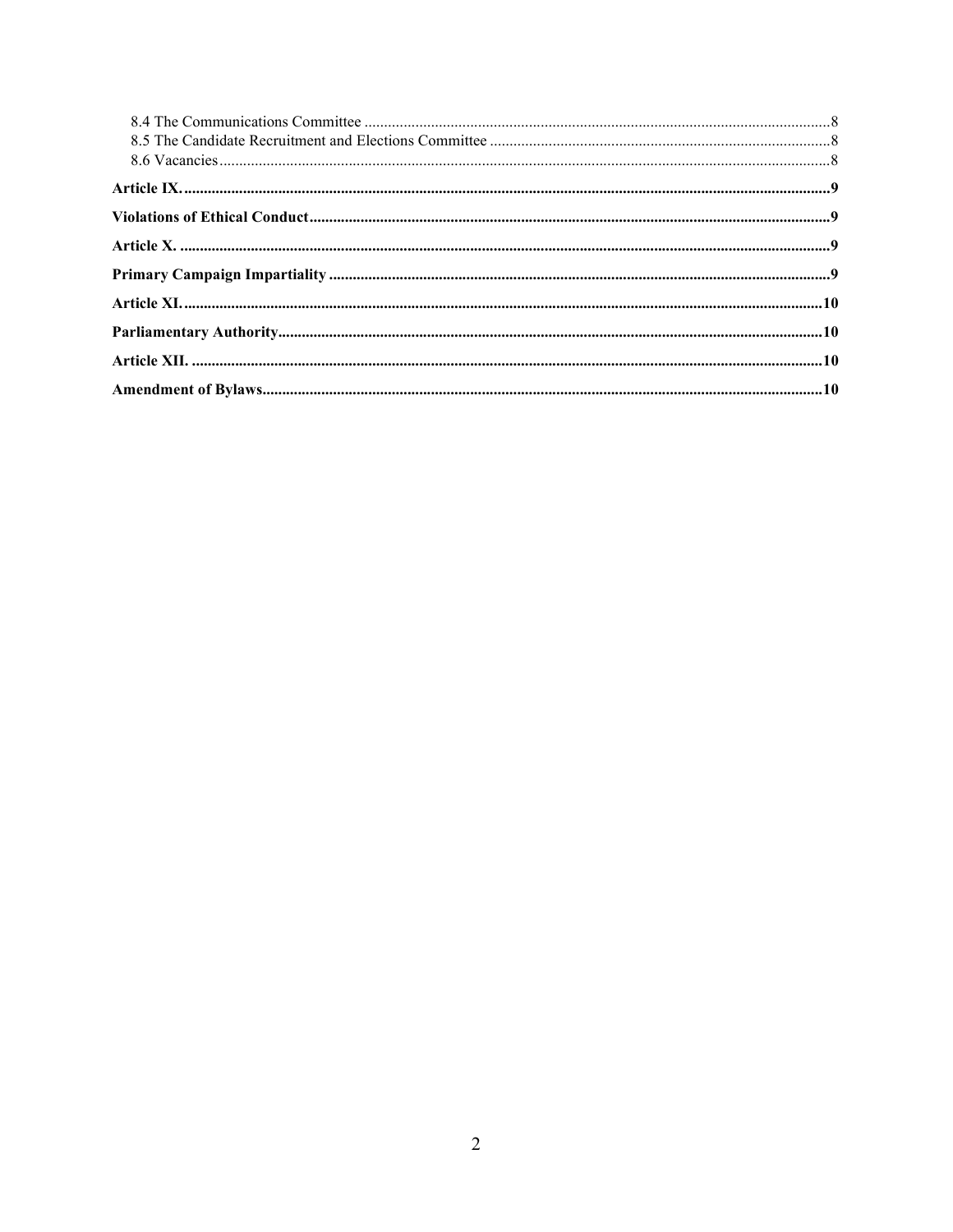8.4 The Communications Committee ......................................................................................................................8
8.5 The Candidate Recruitment and Elections Committee .......................................................................................8
8.6 Vacancies ..........................................................................................................................................................8

**Article IX. ....................................................................................................................................................9**

**Violations of Ethical Conduct ...................................................................................................................9**

**Article X. .....................................................................................................................................................9**

**Primary Campaign Impartiality ...............................................................................................................9**

**Article XI. .................................................................................................................................................10**

**Parliamentary Authority .........................................................................................................................10**

**Article XII. ...............................................................................................................................................10**

**Amendment of Bylaws .............................................................................................................................10**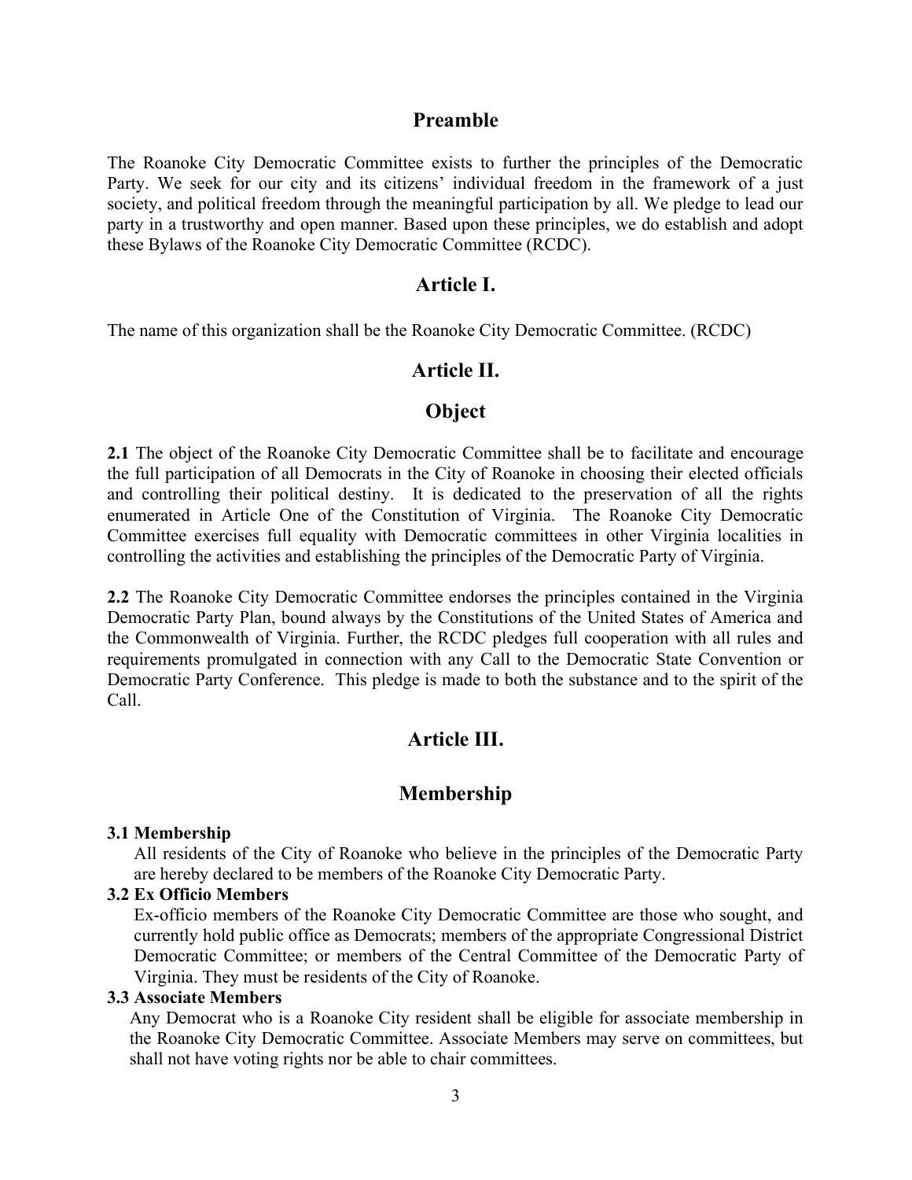## Preamble

The Roanoke City Democratic Committee exists to further the principles of the Democratic Party. We seek for our city and its citizens' individual freedom in the framework of a just society, and political freedom through the meaningful participation by all. We pledge to lead our party in a trustworthy and open manner. Based upon these principles, we do establish and adopt these Bylaws of the Roanoke City Democratic Committee (RCDC).

## Article I.

The name of this organization shall be the Roanoke City Democratic Committee. (RCDC)

## Article II.

## Object

**2.1** The object of the Roanoke City Democratic Committee shall be to facilitate and encourage the full participation of all Democrats in the City of Roanoke in choosing their elected officials and controlling their political destiny. It is dedicated to the preservation of all the rights enumerated in Article One of the Constitution of Virginia. The Roanoke City Democratic Committee exercises full equality with Democratic committees in other Virginia localities in controlling the activities and establishing the principles of the Democratic Party of Virginia.

**2.2** The Roanoke City Democratic Committee endorses the principles contained in the Virginia Democratic Party Plan, bound always by the Constitutions of the United States of America and the Commonwealth of Virginia. Further, the RCDC pledges full cooperation with all rules and requirements promulgated in connection with any Call to the Democratic State Convention or Democratic Party Conference. This pledge is made to both the substance and to the spirit of the Call.

## Article III.

## Membership

**3.1 Membership**

All residents of the City of Roanoke who believe in the principles of the Democratic Party are hereby declared to be members of the Roanoke City Democratic Party.

**3.2 Ex Officio Members**

Ex-officio members of the Roanoke City Democratic Committee are those who sought, and currently hold public office as Democrats; members of the appropriate Congressional District Democratic Committee; or members of the Central Committee of the Democratic Party of Virginia. They must be residents of the City of Roanoke.

**3.3 Associate Members**

Any Democrat who is a Roanoke City resident shall be eligible for associate membership in the Roanoke City Democratic Committee. Associate Members may serve on committees, but shall not have voting rights nor be able to chair committees.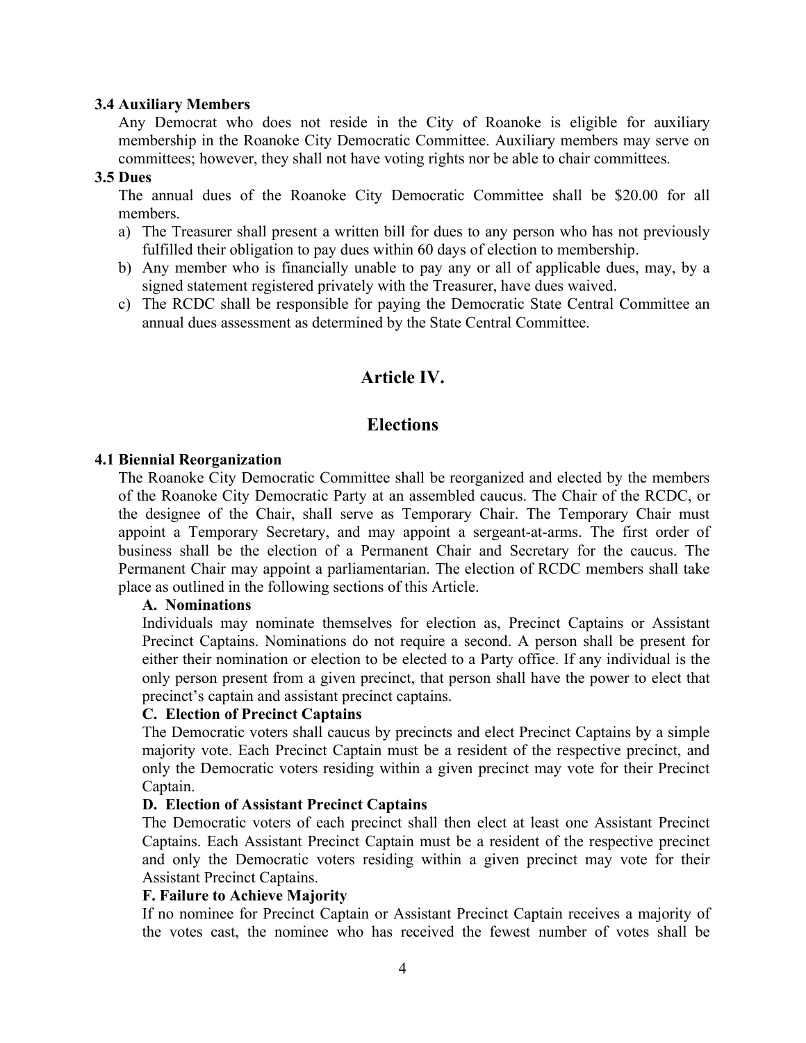### 3.4 Auxiliary Members

Any Democrat who does not reside in the City of Roanoke is eligible for auxiliary membership in the Roanoke City Democratic Committee. Auxiliary members may serve on committees; however, they shall not have voting rights nor be able to chair committees.

### 3.5 Dues

The annual dues of the Roanoke City Democratic Committee shall be $20.00 for all members.

a) The Treasurer shall present a written bill for dues to any person who has not previously fulfilled their obligation to pay dues within 60 days of election to membership.
b) Any member who is financially unable to pay any or all of applicable dues, may, by a signed statement registered privately with the Treasurer, have dues waived.
c) The RCDC shall be responsible for paying the Democratic State Central Committee an annual dues assessment as determined by the State Central Committee.

## Article IV.

## Elections

### 4.1 Biennial Reorganization

The Roanoke City Democratic Committee shall be reorganized and elected by the members of the Roanoke City Democratic Party at an assembled caucus. The Chair of the RCDC, or the designee of the Chair, shall serve as Temporary Chair. The Temporary Chair must appoint a Temporary Secretary, and may appoint a sergeant-at-arms. The first order of business shall be the election of a Permanent Chair and Secretary for the caucus. The Permanent Chair may appoint a parliamentarian. The election of RCDC members shall take place as outlined in the following sections of this Article.

**A. Nominations**

Individuals may nominate themselves for election as, Precinct Captains or Assistant Precinct Captains. Nominations do not require a second. A person shall be present for either their nomination or election to be elected to a Party office. If any individual is the only person present from a given precinct, that person shall have the power to elect that precinct's captain and assistant precinct captains.

**C. Election of Precinct Captains**

The Democratic voters shall caucus by precincts and elect Precinct Captains by a simple majority vote. Each Precinct Captain must be a resident of the respective precinct, and only the Democratic voters residing within a given precinct may vote for their Precinct Captain.

**D. Election of Assistant Precinct Captains**

The Democratic voters of each precinct shall then elect at least one Assistant Precinct Captains. Each Assistant Precinct Captain must be a resident of the respective precinct and only the Democratic voters residing within a given precinct may vote for their Assistant Precinct Captains.

**F. Failure to Achieve Majority**

If no nominee for Precinct Captain or Assistant Precinct Captain receives a majority of the votes cast, the nominee who has received the fewest number of votes shall be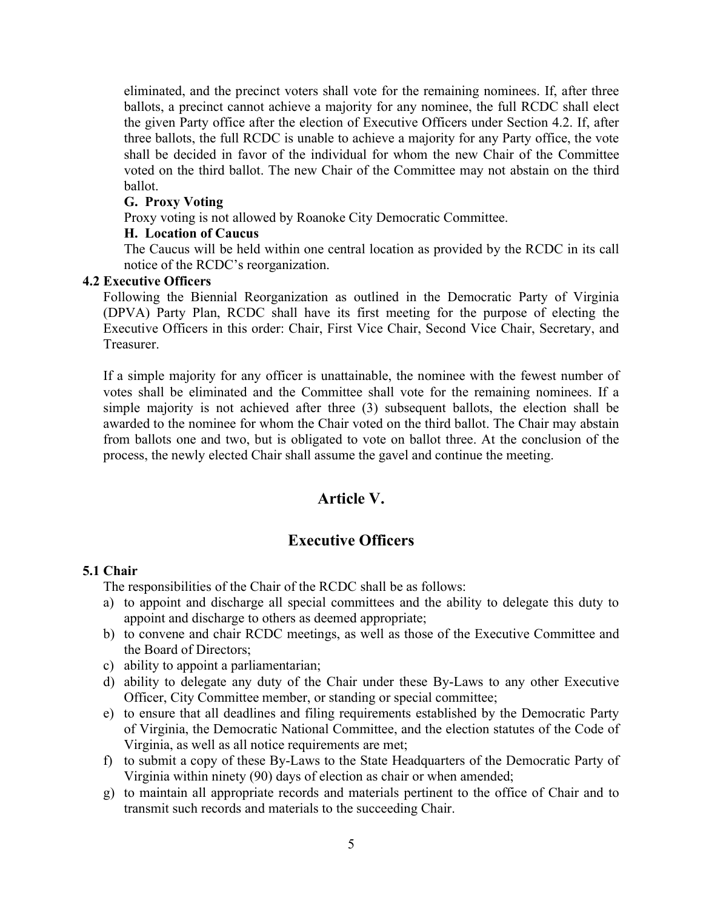eliminated, and the precinct voters shall vote for the remaining nominees. If, after three ballots, a precinct cannot achieve a majority for any nominee, the full RCDC shall elect the given Party office after the election of Executive Officers under Section 4.2. If, after three ballots, the full RCDC is unable to achieve a majority for any Party office, the vote shall be decided in favor of the individual for whom the new Chair of the Committee voted on the third ballot. The new Chair of the Committee may not abstain on the third ballot.

**G. Proxy Voting**

Proxy voting is not allowed by Roanoke City Democratic Committee.

**H. Location of Caucus**

The Caucus will be held within one central location as provided by the RCDC in its call notice of the RCDC's reorganization.

**4.2 Executive Officers**

Following the Biennial Reorganization as outlined in the Democratic Party of Virginia (DPVA) Party Plan, RCDC shall have its first meeting for the purpose of electing the Executive Officers in this order: Chair, First Vice Chair, Second Vice Chair, Secretary, and Treasurer.

If a simple majority for any officer is unattainable, the nominee with the fewest number of votes shall be eliminated and the Committee shall vote for the remaining nominees. If a simple majority is not achieved after three (3) subsequent ballots, the election shall be awarded to the nominee for whom the Chair voted on the third ballot. The Chair may abstain from ballots one and two, but is obligated to vote on ballot three. At the conclusion of the process, the newly elected Chair shall assume the gavel and continue the meeting.

## Article V.

## Executive Officers

**5.1 Chair**

The responsibilities of the Chair of the RCDC shall be as follows:

a) to appoint and discharge all special committees and the ability to delegate this duty to appoint and discharge to others as deemed appropriate;
b) to convene and chair RCDC meetings, as well as those of the Executive Committee and the Board of Directors;
c) ability to appoint a parliamentarian;
d) ability to delegate any duty of the Chair under these By-Laws to any other Executive Officer, City Committee member, or standing or special committee;
e) to ensure that all deadlines and filing requirements established by the Democratic Party of Virginia, the Democratic National Committee, and the election statutes of the Code of Virginia, as well as all notice requirements are met;
f) to submit a copy of these By-Laws to the State Headquarters of the Democratic Party of Virginia within ninety (90) days of election as chair or when amended;
g) to maintain all appropriate records and materials pertinent to the office of Chair and to transmit such records and materials to the succeeding Chair.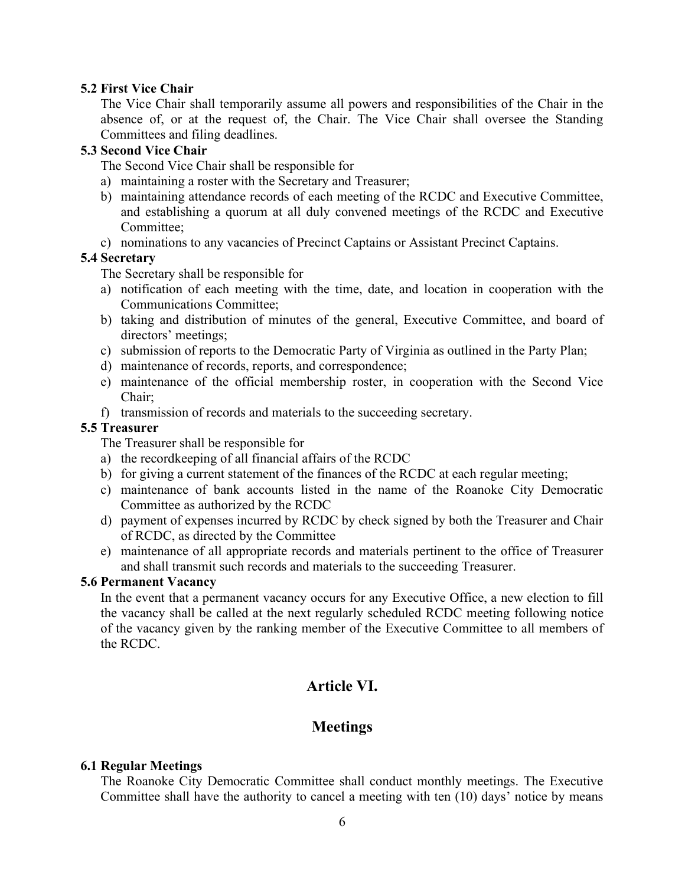**5.2 First Vice Chair**

The Vice Chair shall temporarily assume all powers and responsibilities of the Chair in the absence of, or at the request of, the Chair. The Vice Chair shall oversee the Standing Committees and filing deadlines.

**5.3 Second Vice Chair**

The Second Vice Chair shall be responsible for

a) maintaining a roster with the Secretary and Treasurer;
b) maintaining attendance records of each meeting of the RCDC and Executive Committee, and establishing a quorum at all duly convened meetings of the RCDC and Executive Committee;
c) nominations to any vacancies of Precinct Captains or Assistant Precinct Captains.

**5.4 Secretary**

The Secretary shall be responsible for

a) notification of each meeting with the time, date, and location in cooperation with the Communications Committee;
b) taking and distribution of minutes of the general, Executive Committee, and board of directors' meetings;
c) submission of reports to the Democratic Party of Virginia as outlined in the Party Plan;
d) maintenance of records, reports, and correspondence;
e) maintenance of the official membership roster, in cooperation with the Second Vice Chair;
f) transmission of records and materials to the succeeding secretary.

**5.5 Treasurer**

The Treasurer shall be responsible for

a) the recordkeeping of all financial affairs of the RCDC
b) for giving a current statement of the finances of the RCDC at each regular meeting;
c) maintenance of bank accounts listed in the name of the Roanoke City Democratic Committee as authorized by the RCDC
d) payment of expenses incurred by RCDC by check signed by both the Treasurer and Chair of RCDC, as directed by the Committee
e) maintenance of all appropriate records and materials pertinent to the office of Treasurer and shall transmit such records and materials to the succeeding Treasurer.

**5.6 Permanent Vacancy**

In the event that a permanent vacancy occurs for any Executive Office, a new election to fill the vacancy shall be called at the next regularly scheduled RCDC meeting following notice of the vacancy given by the ranking member of the Executive Committee to all members of the RCDC.

## Article VI.

## Meetings

**6.1 Regular Meetings**

The Roanoke City Democratic Committee shall conduct monthly meetings. The Executive Committee shall have the authority to cancel a meeting with ten (10) days' notice by means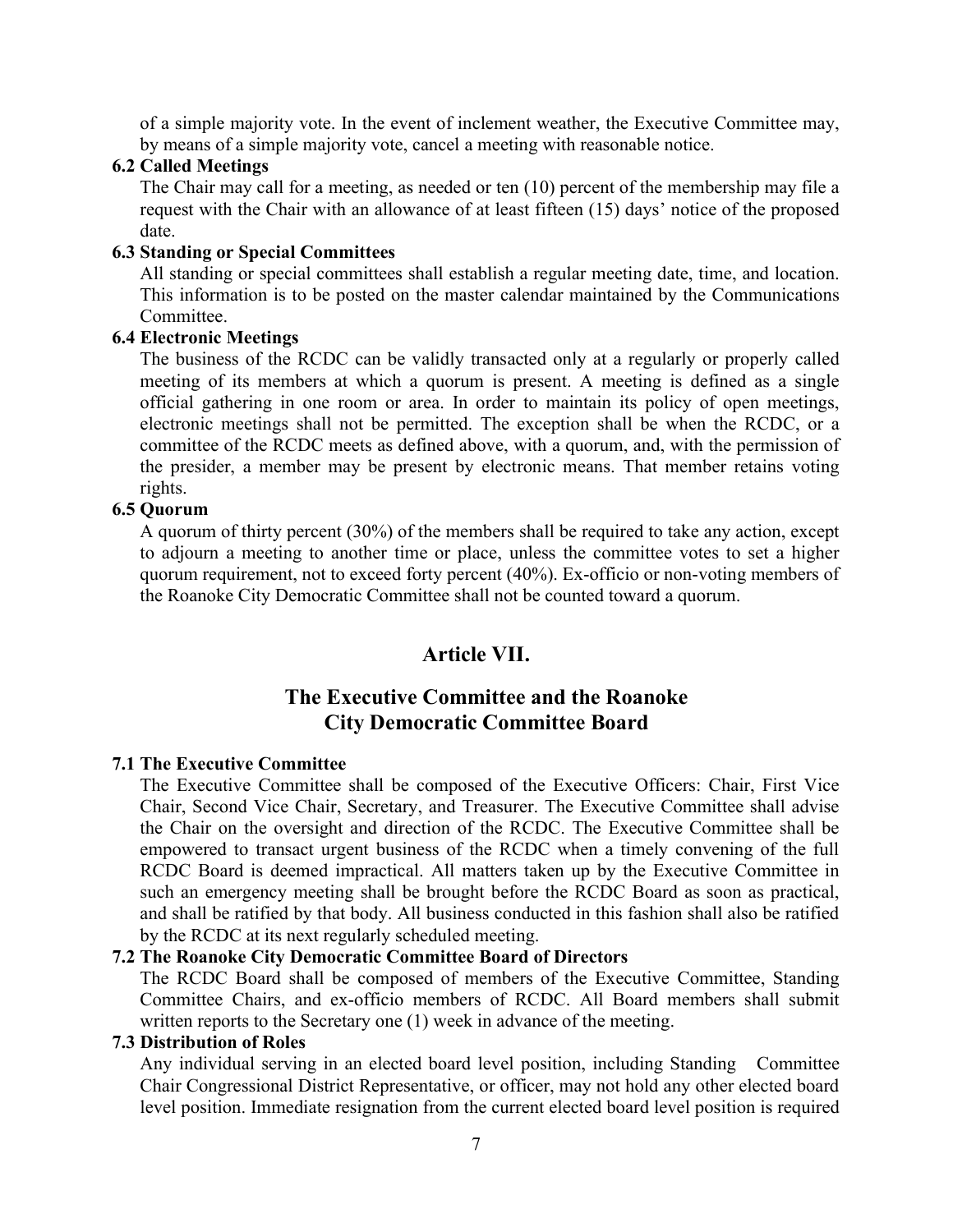of a simple majority vote. In the event of inclement weather, the Executive Committee may, by means of a simple majority vote, cancel a meeting with reasonable notice.

**6.2 Called Meetings**

The Chair may call for a meeting, as needed or ten (10) percent of the membership may file a request with the Chair with an allowance of at least fifteen (15) days' notice of the proposed date.

**6.3 Standing or Special Committees**

All standing or special committees shall establish a regular meeting date, time, and location. This information is to be posted on the master calendar maintained by the Communications Committee.

**6.4 Electronic Meetings**

The business of the RCDC can be validly transacted only at a regularly or properly called meeting of its members at which a quorum is present. A meeting is defined as a single official gathering in one room or area. In order to maintain its policy of open meetings, electronic meetings shall not be permitted. The exception shall be when the RCDC, or a committee of the RCDC meets as defined above, with a quorum, and, with the permission of the presider, a member may be present by electronic means. That member retains voting rights.

**6.5 Quorum**

A quorum of thirty percent (30%) of the members shall be required to take any action, except to adjourn a meeting to another time or place, unless the committee votes to set a higher quorum requirement, not to exceed forty percent (40%). Ex-officio or non-voting members of the Roanoke City Democratic Committee shall not be counted toward a quorum.

## Article VII.

## The Executive Committee and the Roanoke City Democratic Committee Board

**7.1 The Executive Committee**

The Executive Committee shall be composed of the Executive Officers: Chair, First Vice Chair, Second Vice Chair, Secretary, and Treasurer. The Executive Committee shall advise the Chair on the oversight and direction of the RCDC. The Executive Committee shall be empowered to transact urgent business of the RCDC when a timely convening of the full RCDC Board is deemed impractical. All matters taken up by the Executive Committee in such an emergency meeting shall be brought before the RCDC Board as soon as practical, and shall be ratified by that body. All business conducted in this fashion shall also be ratified by the RCDC at its next regularly scheduled meeting.

**7.2 The Roanoke City Democratic Committee Board of Directors**

The RCDC Board shall be composed of members of the Executive Committee, Standing Committee Chairs, and ex-officio members of RCDC. All Board members shall submit written reports to the Secretary one (1) week in advance of the meeting.

**7.3 Distribution of Roles**

Any individual serving in an elected board level position, including Standing Committee Chair Congressional District Representative, or officer, may not hold any other elected board level position. Immediate resignation from the current elected board level position is required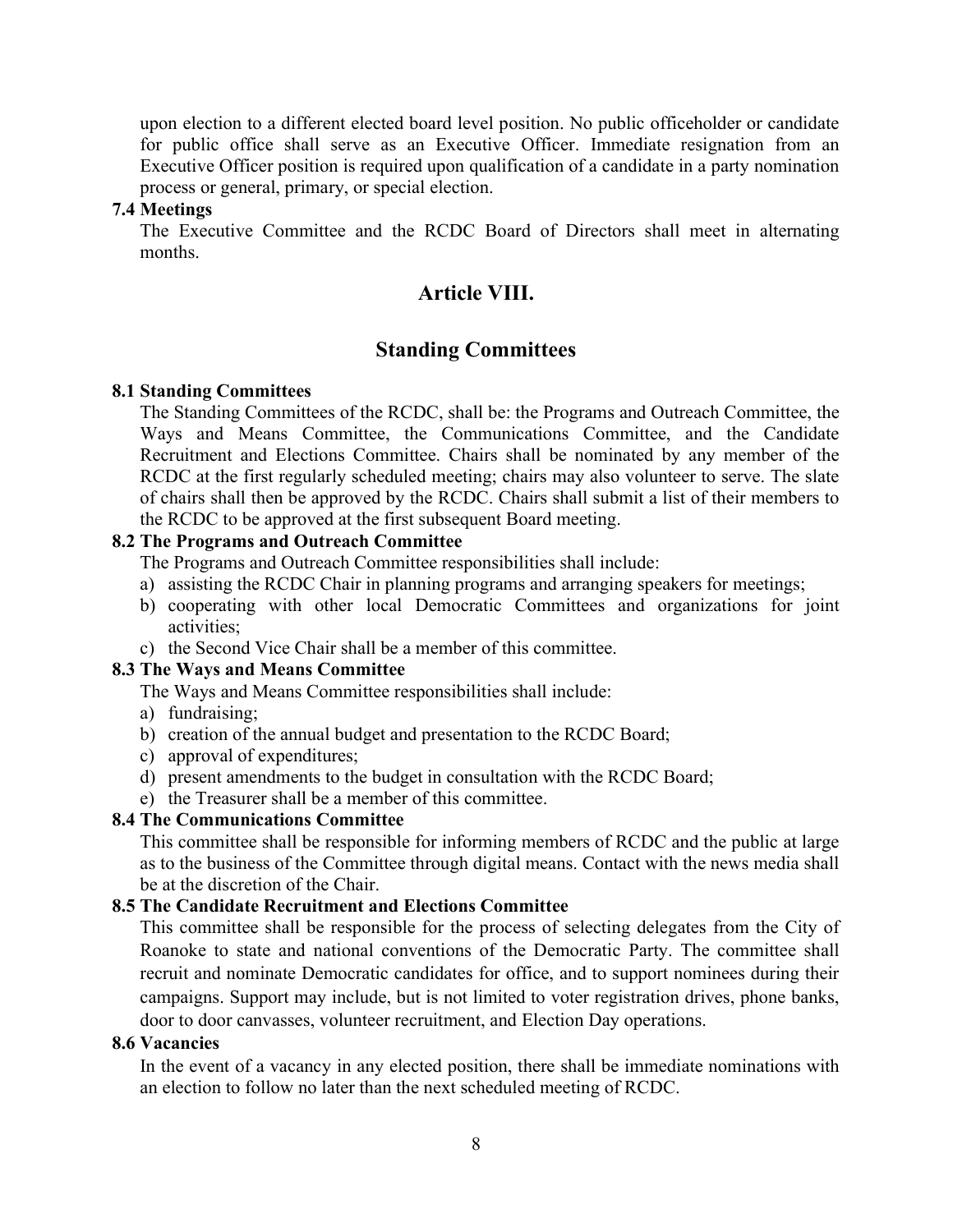upon election to a different elected board level position. No public officeholder or candidate for public office shall serve as an Executive Officer. Immediate resignation from an Executive Officer position is required upon qualification of a candidate in a party nomination process or general, primary, or special election.

### 7.4 Meetings

The Executive Committee and the RCDC Board of Directors shall meet in alternating months.

## Article VIII.

## Standing Committees

### 8.1 Standing Committees

The Standing Committees of the RCDC, shall be: the Programs and Outreach Committee, the Ways and Means Committee, the Communications Committee, and the Candidate Recruitment and Elections Committee. Chairs shall be nominated by any member of the RCDC at the first regularly scheduled meeting; chairs may also volunteer to serve. The slate of chairs shall then be approved by the RCDC. Chairs shall submit a list of their members to the RCDC to be approved at the first subsequent Board meeting.

### 8.2 The Programs and Outreach Committee

The Programs and Outreach Committee responsibilities shall include:

a) assisting the RCDC Chair in planning programs and arranging speakers for meetings;
b) cooperating with other local Democratic Committees and organizations for joint activities;
c) the Second Vice Chair shall be a member of this committee.

### 8.3 The Ways and Means Committee

The Ways and Means Committee responsibilities shall include:

a) fundraising;
b) creation of the annual budget and presentation to the RCDC Board;
c) approval of expenditures;
d) present amendments to the budget in consultation with the RCDC Board;
e) the Treasurer shall be a member of this committee.

### 8.4 The Communications Committee

This committee shall be responsible for informing members of RCDC and the public at large as to the business of the Committee through digital means. Contact with the news media shall be at the discretion of the Chair.

### 8.5 The Candidate Recruitment and Elections Committee

This committee shall be responsible for the process of selecting delegates from the City of Roanoke to state and national conventions of the Democratic Party. The committee shall recruit and nominate Democratic candidates for office, and to support nominees during their campaigns. Support may include, but is not limited to voter registration drives, phone banks, door to door canvasses, volunteer recruitment, and Election Day operations.

### 8.6 Vacancies

In the event of a vacancy in any elected position, there shall be immediate nominations with an election to follow no later than the next scheduled meeting of RCDC.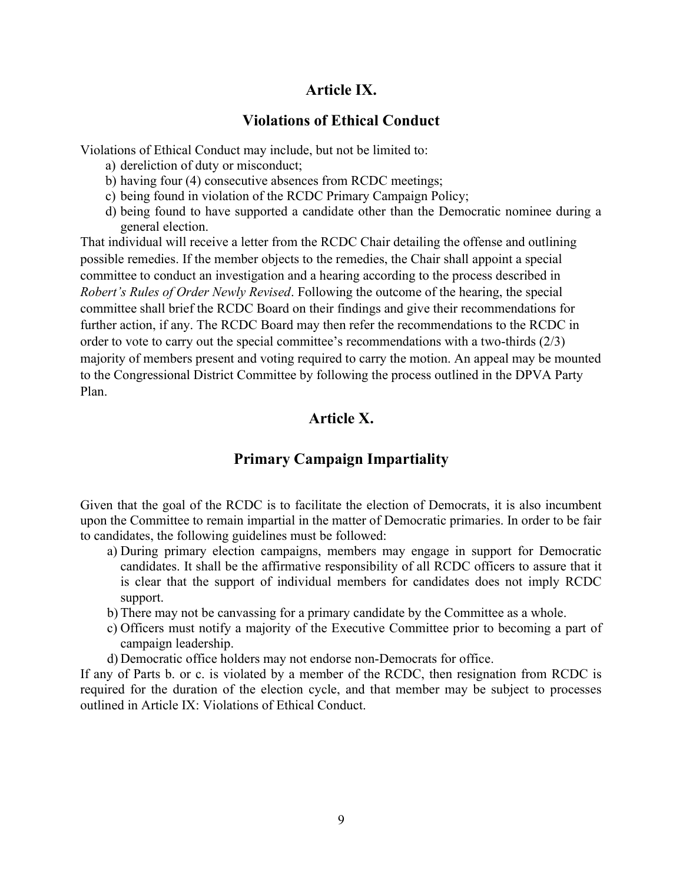## Article IX.

## Violations of Ethical Conduct

Violations of Ethical Conduct may include, but not be limited to:

a) dereliction of duty or misconduct;
b) having four (4) consecutive absences from RCDC meetings;
c) being found in violation of the RCDC Primary Campaign Policy;
d) being found to have supported a candidate other than the Democratic nominee during a general election.

That individual will receive a letter from the RCDC Chair detailing the offense and outlining possible remedies. If the member objects to the remedies, the Chair shall appoint a special committee to conduct an investigation and a hearing according to the process described in *Robert's Rules of Order Newly Revised*. Following the outcome of the hearing, the special committee shall brief the RCDC Board on their findings and give their recommendations for further action, if any. The RCDC Board may then refer the recommendations to the RCDC in order to vote to carry out the special committee's recommendations with a two-thirds (2/3) majority of members present and voting required to carry the motion. An appeal may be mounted to the Congressional District Committee by following the process outlined in the DPVA Party Plan.

## Article X.

## Primary Campaign Impartiality

Given that the goal of the RCDC is to facilitate the election of Democrats, it is also incumbent upon the Committee to remain impartial in the matter of Democratic primaries. In order to be fair to candidates, the following guidelines must be followed:

a) During primary election campaigns, members may engage in support for Democratic candidates. It shall be the affirmative responsibility of all RCDC officers to assure that it is clear that the support of individual members for candidates does not imply RCDC support.
b) There may not be canvassing for a primary candidate by the Committee as a whole.
c) Officers must notify a majority of the Executive Committee prior to becoming a part of campaign leadership.
d) Democratic office holders may not endorse non-Democrats for office.

If any of Parts b. or c. is violated by a member of the RCDC, then resignation from RCDC is required for the duration of the election cycle, and that member may be subject to processes outlined in Article IX: Violations of Ethical Conduct.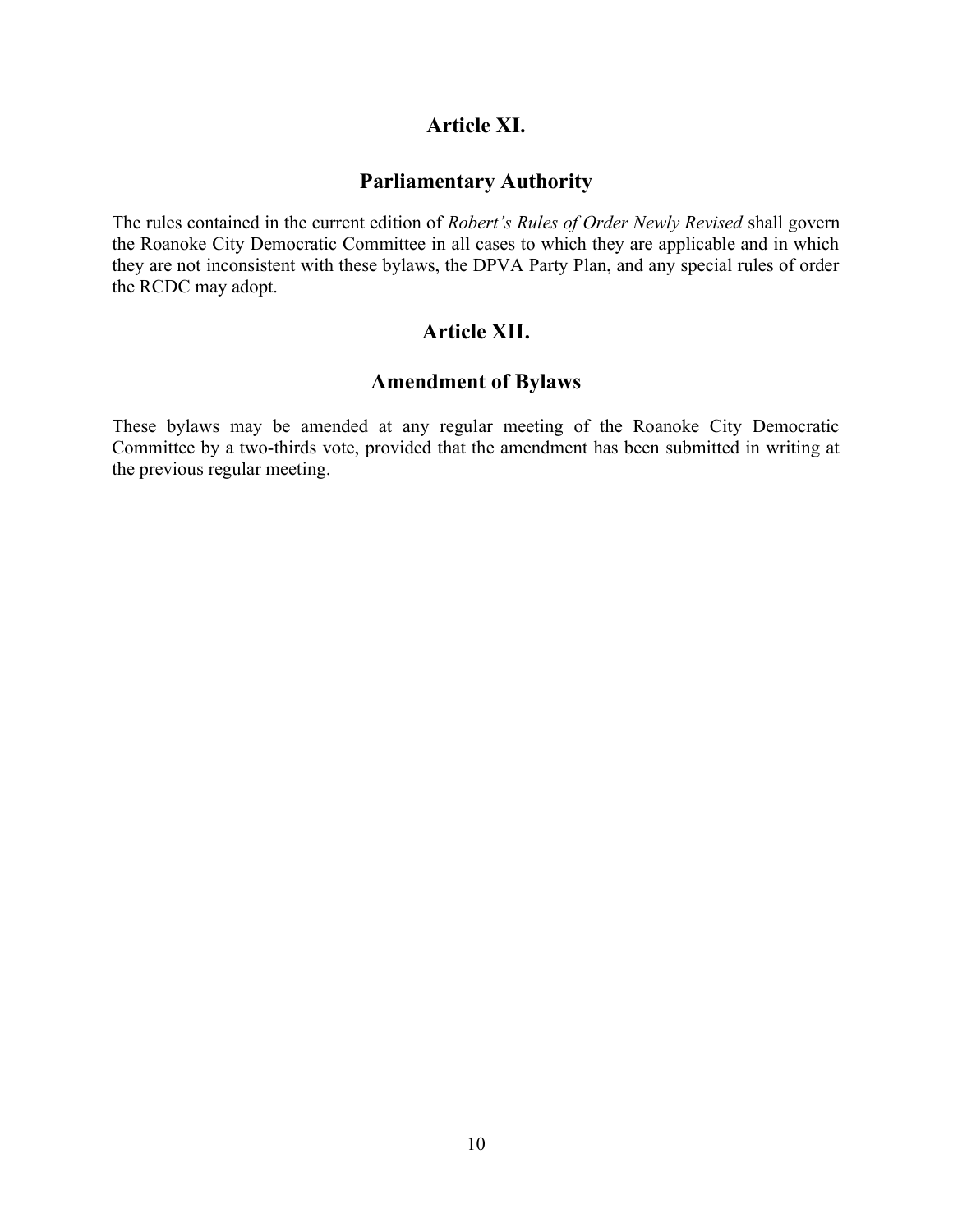## Article XI.

## Parliamentary Authority

The rules contained in the current edition of *Robert's Rules of Order Newly Revised* shall govern the Roanoke City Democratic Committee in all cases to which they are applicable and in which they are not inconsistent with these bylaws, the DPVA Party Plan, and any special rules of order the RCDC may adopt.

## Article XII.

## Amendment of Bylaws

These bylaws may be amended at any regular meeting of the Roanoke City Democratic Committee by a two-thirds vote, provided that the amendment has been submitted in writing at the previous regular meeting.